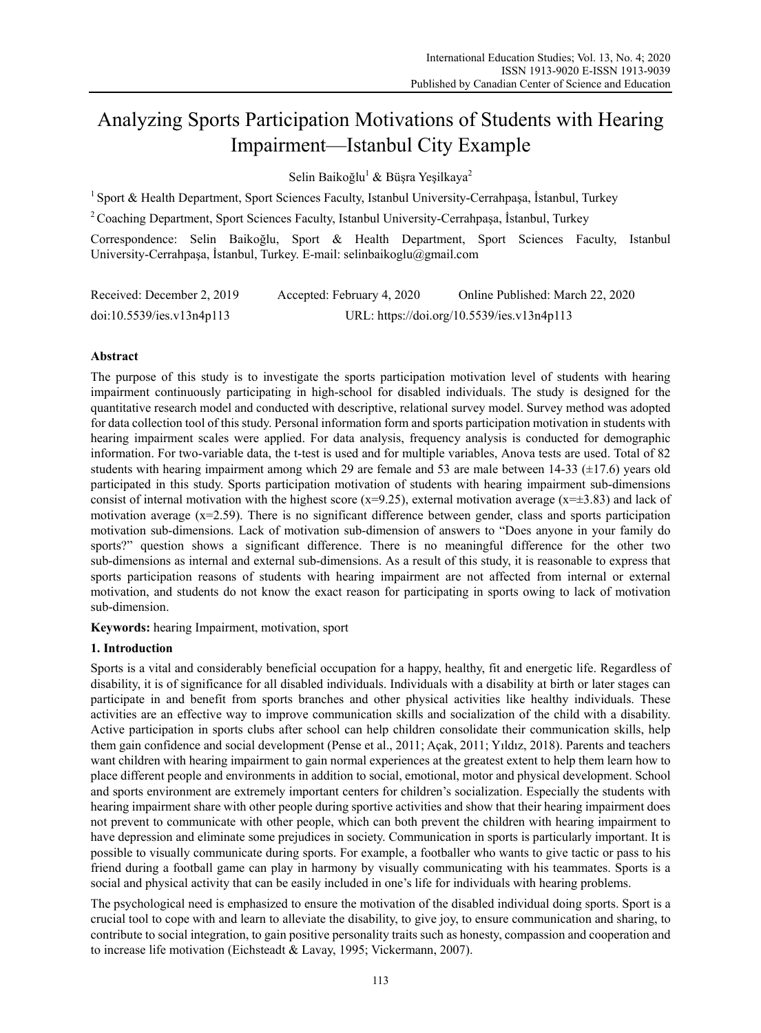# Analyzing Sports Participation Motivations of Students with Hearing Impairment—Istanbul City Example

Selin Baikoğlu[1] & Büşra Yeşilkaya[2]

[1] Sport & Health Department, Sport Sciences Faculty, Istanbul University-Cerrahpaşa, İstanbul, Turkey

[2] Coaching Department, Sport Sciences Faculty, Istanbul University-Cerrahpaşa, İstanbul, Turkey

Correspondence: Selin Baikoğlu, Sport & Health Department, Sport Sciences Faculty, Istanbul University-Cerrahpaşa, İstanbul, Turkey. E-mail: selinbaikoglu@gmail.com

Received: December 2, 2019 Accepted: February 4, 2020 Online Published: March 22, 2020

doi:10.5539/ies.v13n4p113 URL: https://doi.org/10.5539/ies.v13n4p113

## Abstract

The purpose of this study is to investigate the sports participation motivation level of students with hearing impairment continuously participating in high-school for disabled individuals. The study is designed for the quantitative research model and conducted with descriptive, relational survey model. Survey method was adopted for data collection tool of this study. Personal information form and sports participation motivation in students with hearing impairment scales were applied. For data analysis, frequency analysis is conducted for demographic information. For two-variable data, the t-test is used and for multiple variables, Anova tests are used. Total of 82 students with hearing impairment among which 29 are female and 53 are male between 14-33 (±17.6) years old participated in this study. Sports participation motivation of students with hearing impairment sub-dimensions consist of internal motivation with the highest score (x=9.25), external motivation average (x=±3.83) and lack of motivation average (x=2.59). There is no significant difference between gender, class and sports participation motivation sub-dimensions. Lack of motivation sub-dimension of answers to "Does anyone in your family do sports?" question shows a significant difference. There is no meaningful difference for the other two sub-dimensions as internal and external sub-dimensions. As a result of this study, it is reasonable to express that sports participation reasons of students with hearing impairment are not affected from internal or external motivation, and students do not know the exact reason for participating in sports owing to lack of motivation sub-dimension.

**Keywords:** hearing Impairment, motivation, sport

## 1. Introduction

Sports is a vital and considerably beneficial occupation for a happy, healthy, fit and energetic life. Regardless of disability, it is of significance for all disabled individuals. Individuals with a disability at birth or later stages can participate in and benefit from sports branches and other physical activities like healthy individuals. These activities are an effective way to improve communication skills and socialization of the child with a disability. Active participation in sports clubs after school can help children consolidate their communication skills, help them gain confidence and social development (Pense et al., 2011; Açak, 2011; Yıldız, 2018). Parents and teachers want children with hearing impairment to gain normal experiences at the greatest extent to help them learn how to place different people and environments in addition to social, emotional, motor and physical development. School and sports environment are extremely important centers for children's socialization. Especially the students with hearing impairment share with other people during sportive activities and show that their hearing impairment does not prevent to communicate with other people, which can both prevent the children with hearing impairment to have depression and eliminate some prejudices in society. Communication in sports is particularly important. It is possible to visually communicate during sports. For example, a footballer who wants to give tactic or pass to his friend during a football game can play in harmony by visually communicating with his teammates. Sports is a social and physical activity that can be easily included in one's life for individuals with hearing problems.

The psychological need is emphasized to ensure the motivation of the disabled individual doing sports. Sport is a crucial tool to cope with and learn to alleviate the disability, to give joy, to ensure communication and sharing, to contribute to social integration, to gain positive personality traits such as honesty, compassion and cooperation and to increase life motivation (Eichsteadt & Lavay, 1995; Vickermann, 2007).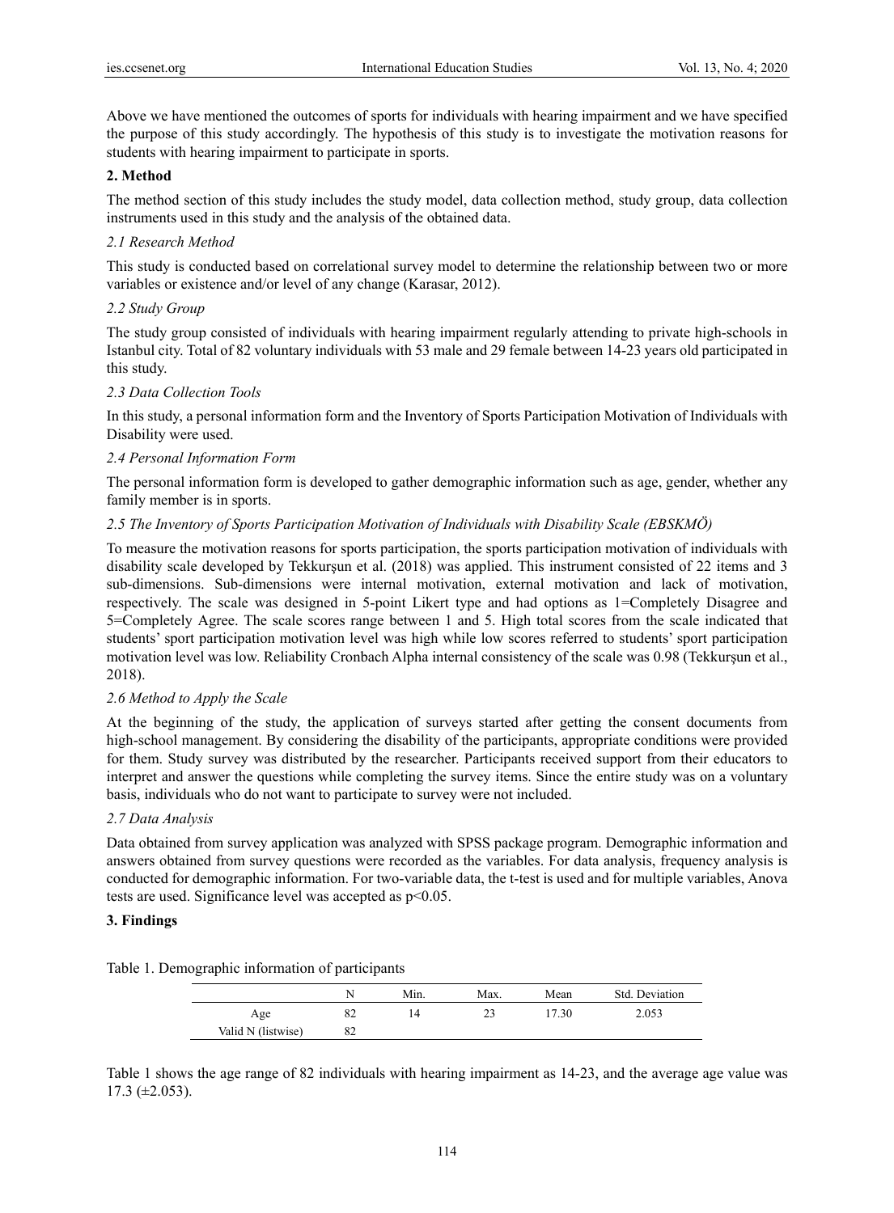Above we have mentioned the outcomes of sports for individuals with hearing impairment and we have specified the purpose of this study accordingly. The hypothesis of this study is to investigate the motivation reasons for students with hearing impairment to participate in sports.

## 2. Method

The method section of this study includes the study model, data collection method, study group, data collection instruments used in this study and the analysis of the obtained data.

### *2.1 Research Method*

This study is conducted based on correlational survey model to determine the relationship between two or more variables or existence and/or level of any change (Karasar, 2012).

### *2.2 Study Group*

The study group consisted of individuals with hearing impairment regularly attending to private high-schools in Istanbul city. Total of 82 voluntary individuals with 53 male and 29 female between 14-23 years old participated in this study.

### *2.3 Data Collection Tools*

In this study, a personal information form and the Inventory of Sports Participation Motivation of Individuals with Disability were used.

### *2.4 Personal Information Form*

The personal information form is developed to gather demographic information such as age, gender, whether any family member is in sports.

### *2.5 The Inventory of Sports Participation Motivation of Individuals with Disability Scale (EBSKMÖ)*

To measure the motivation reasons for sports participation, the sports participation motivation of individuals with disability scale developed by Tekkurşun et al. (2018) was applied. This instrument consisted of 22 items and 3 sub-dimensions. Sub-dimensions were internal motivation, external motivation and lack of motivation, respectively. The scale was designed in 5-point Likert type and had options as 1=Completely Disagree and 5=Completely Agree. The scale scores range between 1 and 5. High total scores from the scale indicated that students' sport participation motivation level was high while low scores referred to students' sport participation motivation level was low. Reliability Cronbach Alpha internal consistency of the scale was 0.98 (Tekkurşun et al., 2018).

### *2.6 Method to Apply the Scale*

At the beginning of the study, the application of surveys started after getting the consent documents from high-school management. By considering the disability of the participants, appropriate conditions were provided for them. Study survey was distributed by the researcher. Participants received support from their educators to interpret and answer the questions while completing the survey items. Since the entire study was on a voluntary basis, individuals who do not want to participate to survey were not included.

### *2.7 Data Analysis*

Data obtained from survey application was analyzed with SPSS package program. Demographic information and answers obtained from survey questions were recorded as the variables. For data analysis, frequency analysis is conducted for demographic information. For two-variable data, the t-test is used and for multiple variables, Anova tests are used. Significance level was accepted as $p<0.05$.

## 3. Findings

Table 1. Demographic information of participants

| | N | Min. | Max. | Mean | Std. Deviation |
|---|---|---|---|---|---|
| Age | 82 | 14 | 23 | 17.30 | 2.053 |
| Valid N (listwise) | 82 | | | | |

Table 1 shows the age range of 82 individuals with hearing impairment as 14-23, and the average age value was 17.3 (±2.053).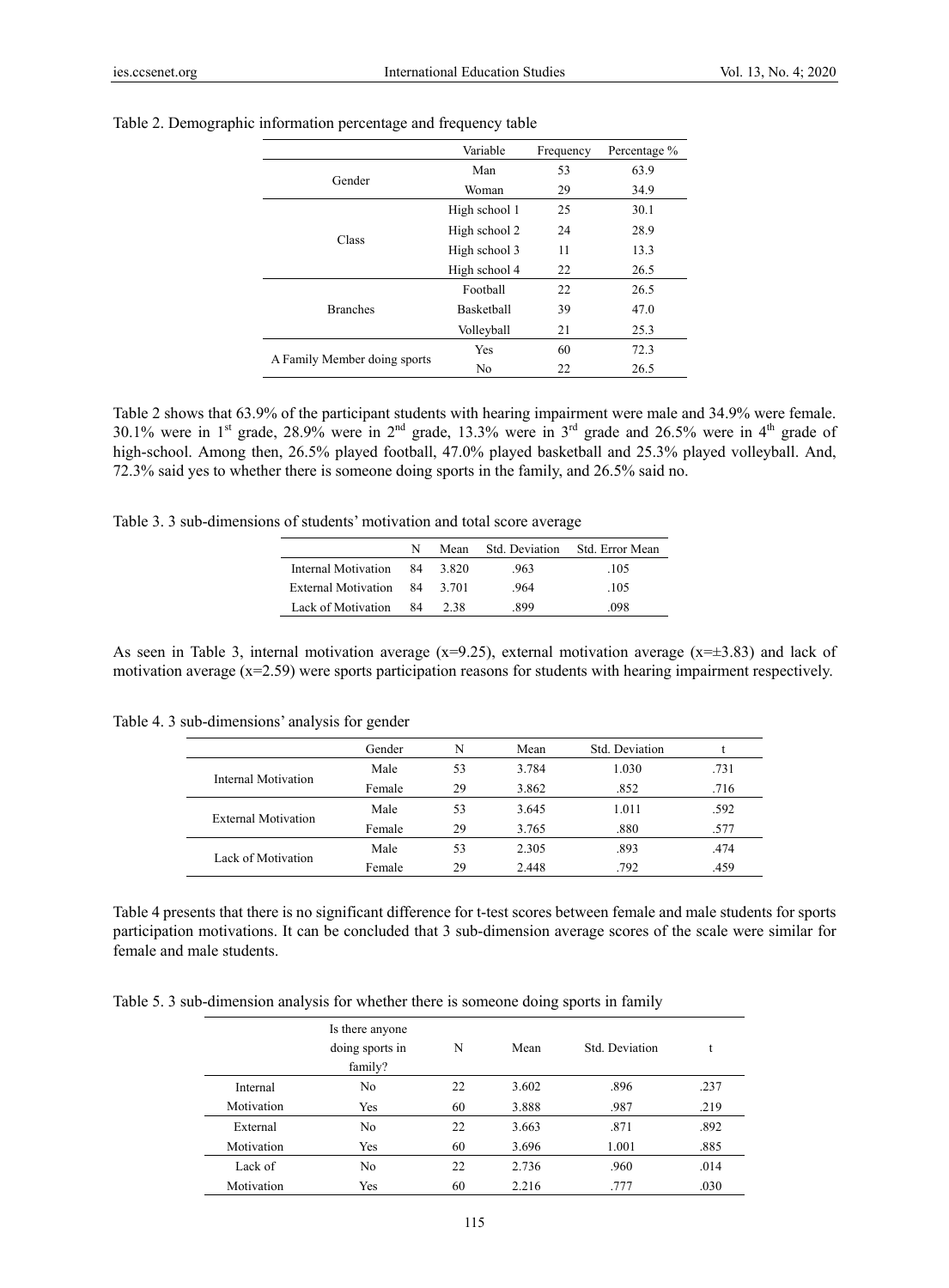Table 2. Demographic information percentage and frequency table

| | Variable | Frequency | Percentage % |
|---|---|---|---|
| Gender | Man | 53 | 63.9 |
| | Woman | 29 | 34.9 |
| Class | High school 1 | 25 | 30.1 |
| | High school 2 | 24 | 28.9 |
| | High school 3 | 11 | 13.3 |
| | High school 4 | 22 | 26.5 |
| Branches | Football | 22 | 26.5 |
| | Basketball | 39 | 47.0 |
| | Volleyball | 21 | 25.3 |
| A Family Member doing sports | Yes | 60 | 72.3 |
| | No | 22 | 26.5 |

Table 2 shows that 63.9% of the participant students with hearing impairment were male and 34.9% were female. 30.1% were in 1st grade, 28.9% were in 2nd grade, 13.3% were in 3rd grade and 26.5% were in 4th grade of high-school. Among then, 26.5% played football, 47.0% played basketball and 25.3% played volleyball. And, 72.3% said yes to whether there is someone doing sports in the family, and 26.5% said no.

Table 3. 3 sub-dimensions of students' motivation and total score average

| | N | Mean | Std. Deviation | Std. Error Mean |
|---|---|---|---|---|
| Internal Motivation | 84 | 3.820 | .963 | .105 |
| External Motivation | 84 | 3.701 | .964 | .105 |
| Lack of Motivation | 84 | 2.38 | .899 | .098 |

As seen in Table 3, internal motivation average ($x=9.25$), external motivation average ($x=\pm3.83$) and lack of motivation average ($x=2.59$) were sports participation reasons for students with hearing impairment respectively.

Table 4. 3 sub-dimensions' analysis for gender

| | Gender | N | Mean | Std. Deviation | t |
|---|---|---|---|---|---|
| Internal Motivation | Male | 53 | 3.784 | 1.030 | .731 |
| | Female | 29 | 3.862 | .852 | .716 |
| External Motivation | Male | 53 | 3.645 | 1.011 | .592 |
| | Female | 29 | 3.765 | .880 | .577 |
| Lack of Motivation | Male | 53 | 2.305 | .893 | .474 |
| | Female | 29 | 2.448 | .792 | .459 |

Table 4 presents that there is no significant difference for t-test scores between female and male students for sports participation motivations. It can be concluded that 3 sub-dimension average scores of the scale were similar for female and male students.

Table 5. 3 sub-dimension analysis for whether there is someone doing sports in family

| | Is there anyone doing sports in family? | N | Mean | Std. Deviation | t |
|---|---|---|---|---|---|
| Internal Motivation | No | 22 | 3.602 | .896 | .237 |
| | Yes | 60 | 3.888 | .987 | .219 |
| External Motivation | No | 22 | 3.663 | .871 | .892 |
| | Yes | 60 | 3.696 | 1.001 | .885 |
| Lack of Motivation | No | 22 | 2.736 | .960 | .014 |
| | Yes | 60 | 2.216 | .777 | .030 |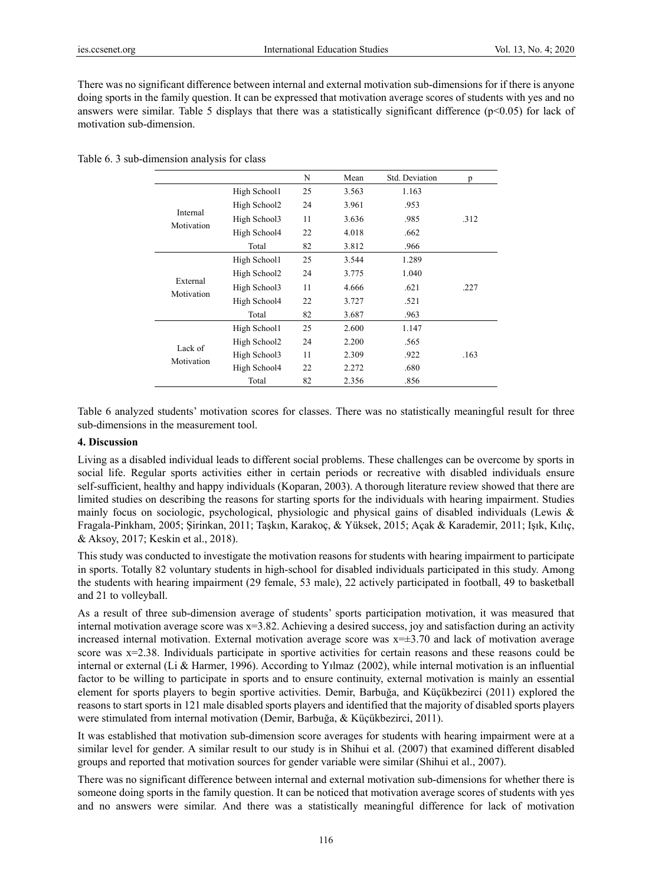There was no significant difference between internal and external motivation sub-dimensions for if there is anyone doing sports in the family question. It can be expressed that motivation average scores of students with yes and no answers were similar. Table 5 displays that there was a statistically significant difference ($p<0.05$) for lack of motivation sub-dimension.

Table 6. 3 sub-dimension analysis for class

| | | N | Mean | Std. Deviation | p |
|---|---|---|---|---|---|
| Internal Motivation | High School1 | 25 | 3.563 | 1.163 | .312 |
| | High School2 | 24 | 3.961 | .953 | |
| | High School3 | 11 | 3.636 | .985 | |
| | High School4 | 22 | 4.018 | .662 | |
| | Total | 82 | 3.812 | .966 | |
| External Motivation | High School1 | 25 | 3.544 | 1.289 | .227 |
| | High School2 | 24 | 3.775 | 1.040 | |
| | High School3 | 11 | 4.666 | .621 | |
| | High School4 | 22 | 3.727 | .521 | |
| | Total | 82 | 3.687 | .963 | |
| Lack of Motivation | High School1 | 25 | 2.600 | 1.147 | .163 |
| | High School2 | 24 | 2.200 | .565 | |
| | High School3 | 11 | 2.309 | .922 | |
| | High School4 | 22 | 2.272 | .680 | |
| | Total | 82 | 2.356 | .856 | |

Table 6 analyzed students' motivation scores for classes. There was no statistically meaningful result for three sub-dimensions in the measurement tool.

## 4. Discussion

Living as a disabled individual leads to different social problems. These challenges can be overcome by sports in social life. Regular sports activities either in certain periods or recreative with disabled individuals ensure self-sufficient, healthy and happy individuals (Koparan, 2003). A thorough literature review showed that there are limited studies on describing the reasons for starting sports for the individuals with hearing impairment. Studies mainly focus on sociologic, psychological, physiologic and physical gains of disabled individuals (Lewis & Fragala-Pinkham, 2005; Şirinkan, 2011; Taşkın, Karakoç, & Yüksek, 2015; Açak & Karademir, 2011; Işık, Kılıç, & Aksoy, 2017; Keskin et al., 2018).

This study was conducted to investigate the motivation reasons for students with hearing impairment to participate in sports. Totally 82 voluntary students in high-school for disabled individuals participated in this study. Among the students with hearing impairment (29 female, 53 male), 22 actively participated in football, 49 to basketball and 21 to volleyball.

As a result of three sub-dimension average of students' sports participation motivation, it was measured that internal motivation average score was $x=3.82$. Achieving a desired success, joy and satisfaction during an activity increased internal motivation. External motivation average score was $x=\pm3.70$ and lack of motivation average score was $x=2.38$. Individuals participate in sportive activities for certain reasons and these reasons could be internal or external (Li & Harmer, 1996). According to Yılmaz (2002), while internal motivation is an influential factor to be willing to participate in sports and to ensure continuity, external motivation is mainly an essential element for sports players to begin sportive activities. Demir, Barbuğa, and Küçükbezirci (2011) explored the reasons to start sports in 121 male disabled sports players and identified that the majority of disabled sports players were stimulated from internal motivation (Demir, Barbuğa, & Küçükbezirci, 2011).

It was established that motivation sub-dimension score averages for students with hearing impairment were at a similar level for gender. A similar result to our study is in Shihui et al. (2007) that examined different disabled groups and reported that motivation sources for gender variable were similar (Shihui et al., 2007).

There was no significant difference between internal and external motivation sub-dimensions for whether there is someone doing sports in the family question. It can be noticed that motivation average scores of students with yes and no answers were similar. And there was a statistically meaningful difference for lack of motivation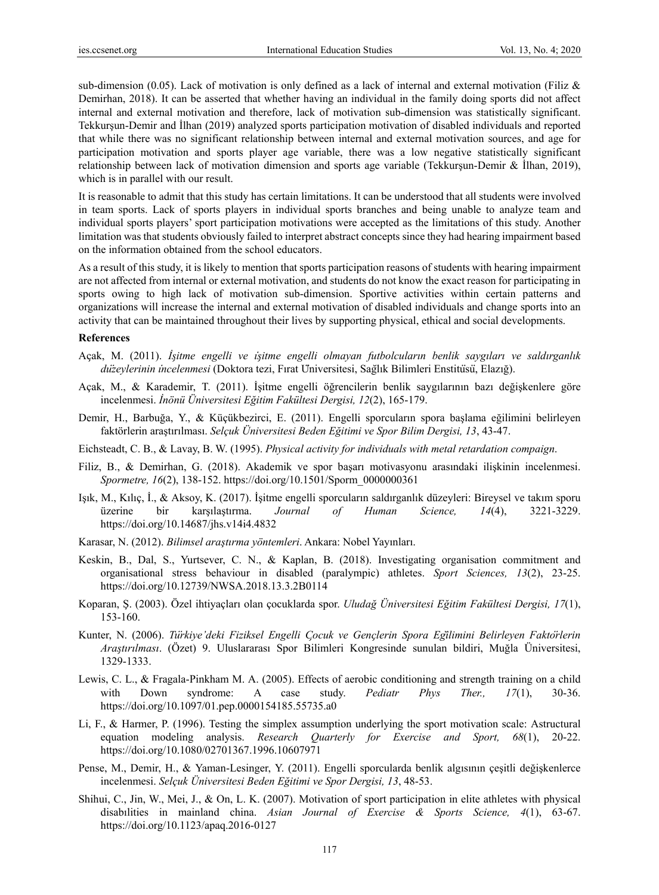sub-dimension (0.05). Lack of motivation is only defined as a lack of internal and external motivation (Filiz & Demirhan, 2018). It can be asserted that whether having an individual in the family doing sports did not affect internal and external motivation and therefore, lack of motivation sub-dimension was statistically significant. Tekkurşun-Demir and İlhan (2019) analyzed sports participation motivation of disabled individuals and reported that while there was no significant relationship between internal and external motivation sources, and age for participation motivation and sports player age variable, there was a low negative statistically significant relationship between lack of motivation dimension and sports age variable (Tekkurşun-Demir & İlhan, 2019), which is in parallel with our result.

It is reasonable to admit that this study has certain limitations. It can be understood that all students were involved in team sports. Lack of sports players in individual sports branches and being unable to analyze team and individual sports players' sport participation motivations were accepted as the limitations of this study. Another limitation was that students obviously failed to interpret abstract concepts since they had hearing impairment based on the information obtained from the school educators.

As a result of this study, it is likely to mention that sports participation reasons of students with hearing impairment are not affected from internal or external motivation, and students do not know the exact reason for participating in sports owing to high lack of motivation sub-dimension. Sportive activities within certain patterns and organizations will increase the internal and external motivation of disabled individuals and change sports into an activity that can be maintained throughout their lives by supporting physical, ethical and social developments.

## References

Açak, M. (2011). *İşitme engelli ve işitme engelli olmayan futbolcuların benlik saygıları ve saldırganlık düzeylerinin incelenmesi* (Doktora tezi, Fırat Universitesi, Sağlık Bilimleri Enstitüsü, Elazığ).

Açak, M., & Karademir, T. (2011). İşitme engelli öğrencilerin benlik saygılarının bazı değişkenlere göre incelenmesi. *İnönü Üniversitesi Eğitim Fakültesi Dergisi, 12*(2), 165-179.

Demir, H., Barbuğa, Y., & Küçükbezirci, E. (2011). Engelli sporcuların spora başlama eğilimini belirleyen faktörlerin araştırılması. *Selçuk Üniversitesi Beden Eğitimi ve Spor Bilim Dergisi, 13*, 43-47.

Eichsteadt, C. B., & Lavay, B. W. (1995). *Physical activity for individuals with metal retardation compaign*.

Filiz, B., & Demirhan, G. (2018). Akademik ve spor başarı motivasyonu arasındaki ilişkinin incelenmesi. *Spormetre, 16*(2), 138-152. https://doi.org/10.1501/Sporm_0000000361

Işık, M., Kılıç, İ., & Aksoy, K. (2017). İşitme engelli sporcuların saldırganlık düzeyleri: Bireysel ve takım sporu üzerine bir karşılaştırma. *Journal of Human Science, 14*(4), 3221-3229. https://doi.org/10.14687/jhs.v14i4.4832

Karasar, N. (2012). *Bilimsel araştırma yöntemleri*. Ankara: Nobel Yayınları.

Keskin, B., Dal, S., Yurtsever, C. N., & Kaplan, B. (2018). Investigating organisation commitment and organisational stress behaviour in disabled (paralympic) athletes. *Sport Sciences, 13*(2), 23-25. https://doi.org/10.12739/NWSA.2018.13.3.2B0114

Koparan, Ş. (2003). Özel ihtiyaçları olan çocuklarda spor. *Uludağ Üniversitesi Eğitim Fakültesi Dergisi, 17*(1), 153-160.

Kunter, N. (2006). *Türkiye'deki Fiziksel Engelli Çocuk ve Gençlerin Spora Eğilimini Belirleyen Faktörlerin Araştırılması*. (Özet) 9. Uluslararası Spor Bilimleri Kongresinde sunulan bildiri, Muğla Üniversitesi, 1329-1333.

Lewis, C. L., & Fragala-Pinkham M. A. (2005). Effects of aerobic conditioning and strength training on a child with Down syndrome: A case study. *Pediatr Phys Ther., 17*(1), 30-36. https://doi.org/10.1097/01.pep.0000154185.55735.a0

Li, F., & Harmer, P. (1996). Testing the simplex assumption underlying the sport motivation scale: Astructural equation modeling analysis. *Research Quarterly for Exercise and Sport, 68*(1), 20-22. https://doi.org/10.1080/02701367.1996.10607971

Pense, M., Demir, H., & Yaman-Lesinger, Y. (2011). Engelli sporcularda benlik algısının çeşitli değişkenlerce incelenmesi. *Selçuk Üniversitesi Beden Eğitimi ve Spor Dergisi, 13*, 48-53.

Shihui, C., Jin, W., Mei, J., & On, L. K. (2007). Motivation of sport participation in elite athletes with physical disabılities in mainland china. *Asian Journal of Exercise & Sports Science, 4*(1), 63-67. https://doi.org/10.1123/apaq.2016-0127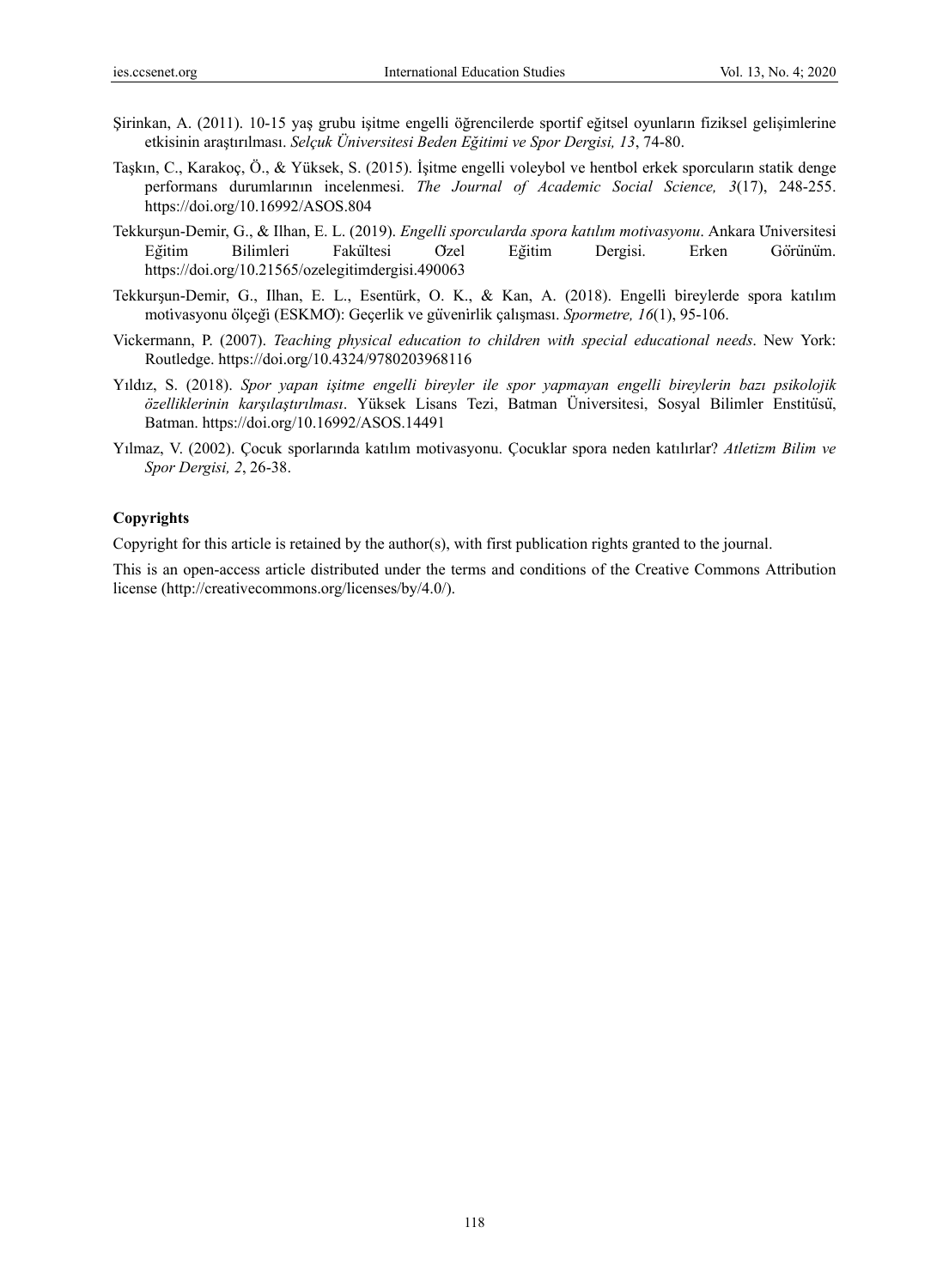Şirinkan, A. (2011). 10-15 yaş grubu işitme engelli öğrencilerde sportif eğitsel oyunların fiziksel gelişimlerine etkisinin araştırılması. *Selçuk Üniversitesi Beden Eğitimi ve Spor Dergisi, 13*, 74-80.

Taşkın, C., Karakoç, Ö., & Yüksek, S. (2015). İşitme engelli voleybol ve hentbol erkek sporcuların statik denge performans durumlarının incelenmesi. *The Journal of Academic Social Science, 3*(17), 248-255. https://doi.org/10.16992/ASOS.804

Tekkurşun-Demir, G., & Ilhan, E. L. (2019). *Engelli sporcularda spora katılım motivasyonu*. Ankara Universitesi Eğitim Bilimleri Fakültesi Ozel Eğitim Dergisi. Erken Görünüm. https://doi.org/10.21565/ozelegitimdergisi.490063

Tekkurşun-Demir, G., Ilhan, E. L., Esentürk, O. K., & Kan, A. (2018). Engelli bireylerde spora katılım motivasyonu ölçeği (ESKMO): Geçerlik ve güvenirlik çalışması. *Spormetre, 16*(1), 95-106.

Vickermann, P. (2007). *Teaching physical education to children with special educational needs*. New York: Routledge. https://doi.org/10.4324/9780203968116

Yıldız, S. (2018). *Spor yapan işitme engelli bireyler ile spor yapmayan engelli bireylerin bazı psikolojik özelliklerinin karşılaştırılması*. Yüksek Lisans Tezi, Batman Üniversitesi, Sosyal Bilimler Enstitüsü, Batman. https://doi.org/10.16992/ASOS.14491

Yılmaz, V. (2002). Çocuk sporlarında katılım motivasyonu. Çocuklar spora neden katılırlar? *Atletizm Bilim ve Spor Dergisi, 2*, 26-38.

## Copyrights

Copyright for this article is retained by the author(s), with first publication rights granted to the journal.

This is an open-access article distributed under the terms and conditions of the Creative Commons Attribution license (http://creativecommons.org/licenses/by/4.0/).